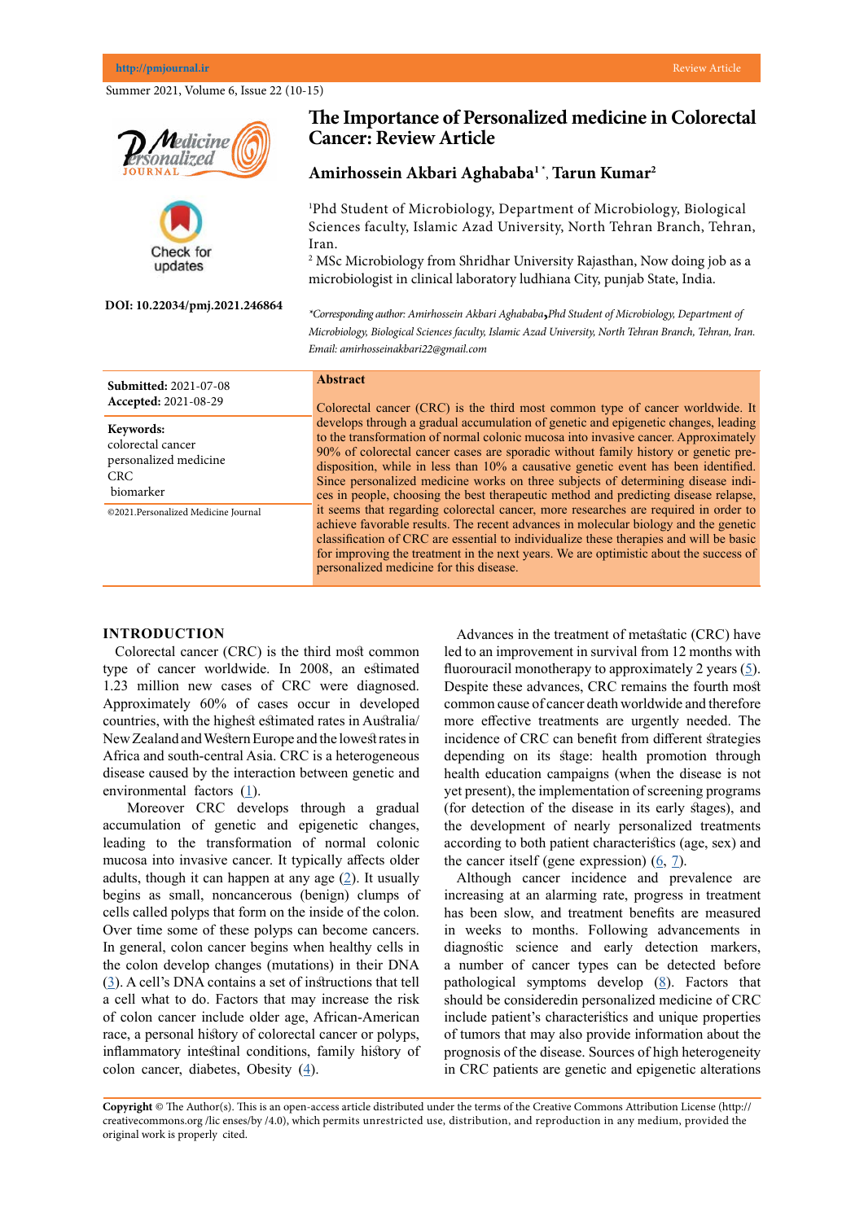# The Importance of Personalized medicine in Colorectal Cancer: Review Article

**Amirhossein Akbari Aghababa[1]*, Tarun Kumar[2]**

[1]Phd Student of Microbiology, Department of Microbiology, Biological Sciences faculty, Islamic Azad University, North Tehran Branch, Tehran, Iran.

[2] MSc Microbiology from Shridhar University Rajasthan, Now doing job as a microbiologist in clinical laboratory ludhiana City, punjab State, India.

**DOI: 10.22034/pmj.2021.246864**

*\*Corresponding author: Amirhossein Akbari Aghababa, Phd Student of Microbiology, Department of Microbiology, Biological Sciences faculty, Islamic Azad University, North Tehran Branch, Tehran, Iran. Email: amirhosseinakbari22@gmail.com*

**Submitted:** 2021-07-08
**Accepted:** 2021-08-29

**Keywords:**
colorectal cancer
personalized medicine
CRC
biomarker

©2021.Personalized Medicine Journal

## Abstract

Colorectal cancer (CRC) is the third most common type of cancer worldwide. It develops through a gradual accumulation of genetic and epigenetic changes, leading to the transformation of normal colonic mucosa into invasive cancer. Approximately 90% of colorectal cancer cases are sporadic without family history or genetic predisposition, while in less than 10% a causative genetic event has been identified. Since personalized medicine works on three subjects of determining disease indices in people, choosing the best therapeutic method and predicting disease relapse, it seems that regarding colorectal cancer, more researches are required in order to achieve favorable results. The recent advances in molecular biology and the genetic classification of CRC are essential to individualize these therapies and will be basic for improving the treatment in the next years. We are optimistic about the success of personalized medicine for this disease.

## INTRODUCTION

Colorectal cancer (CRC) is the third most common type of cancer worldwide. In 2008, an estimated 1.23 million new cases of CRC were diagnosed. Approximately 60% of cases occur in developed countries, with the highest estimated rates in Australia/New Zealand and Western Europe and the lowest rates in Africa and south-central Asia. CRC is a heterogeneous disease caused by the interaction between genetic and environmental factors (1).

Moreover CRC develops through a gradual accumulation of genetic and epigenetic changes, leading to the transformation of normal colonic mucosa into invasive cancer. It typically affects older adults, though it can happen at any age (2). It usually begins as small, noncancerous (benign) clumps of cells called polyps that form on the inside of the colon. Over time some of these polyps can become cancers. In general, colon cancer begins when healthy cells in the colon develop changes (mutations) in their DNA (3). A cell's DNA contains a set of instructions that tell a cell what to do. Factors that may increase the risk of colon cancer include older age, African-American race, a personal history of colorectal cancer or polyps, inflammatory intestinal conditions, family history of colon cancer, diabetes, Obesity (4).

Advances in the treatment of metastatic (CRC) have led to an improvement in survival from 12 months with fluorouracil monotherapy to approximately 2 years (5). Despite these advances, CRC remains the fourth most common cause of cancer death worldwide and therefore more effective treatments are urgently needed. The incidence of CRC can benefit from different strategies depending on its stage: health promotion through health education campaigns (when the disease is not yet present), the implementation of screening programs (for detection of the disease in its early stages), and the development of nearly personalized treatments according to both patient characteristics (age, sex) and the cancer itself (gene expression) (6, 7).

Although cancer incidence and prevalence are increasing at an alarming rate, progress in treatment has been slow, and treatment benefits are measured in weeks to months. Following advancements in diagnostic science and early detection markers, a number of cancer types can be detected before pathological symptoms develop (8). Factors that should be consideredin personalized medicine of CRC include patient's characteristics and unique properties of tumors that may also provide information about the prognosis of the disease. Sources of high heterogeneity in CRC patients are genetic and epigenetic alterations

**Copyright** © The Author(s). This is an open-access article distributed under the terms of the Creative Commons Attribution License (http://creativecommons.org /lic enses/by /4.0), which permits unrestricted use, distribution, and reproduction in any medium, provided the original work is properly cited.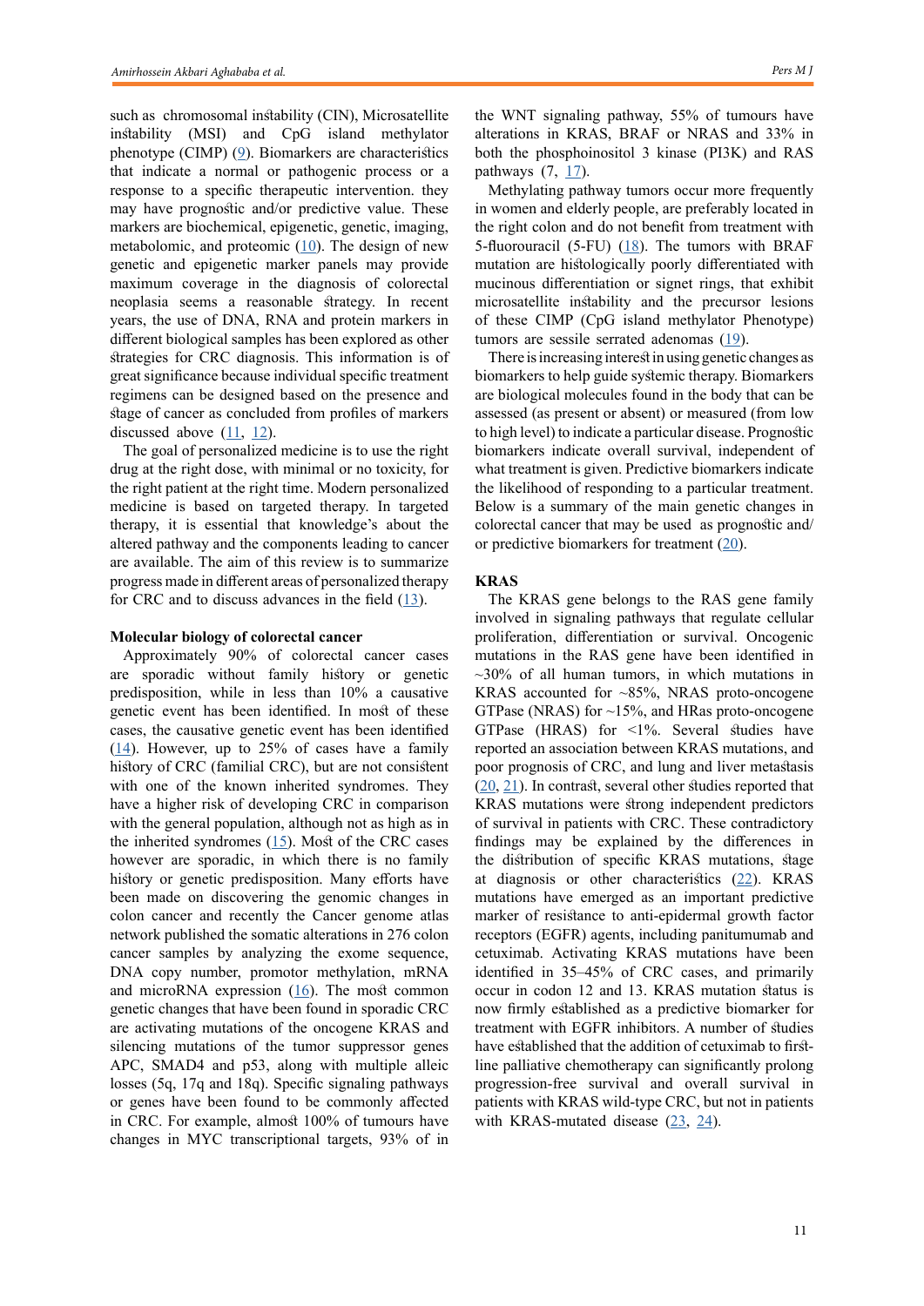such as chromosomal instability (CIN), Microsatellite instability (MSI) and CpG island methylator phenotype (CIMP) (9). Biomarkers are characteristics that indicate a normal or pathogenic process or a response to a specific therapeutic intervention. they may have prognostic and/or predictive value. These markers are biochemical, epigenetic, genetic, imaging, metabolomic, and proteomic (10). The design of new genetic and epigenetic marker panels may provide maximum coverage in the diagnosis of colorectal neoplasia seems a reasonable strategy. In recent years, the use of DNA, RNA and protein markers in different biological samples has been explored as other strategies for CRC diagnosis. This information is of great significance because individual specific treatment regimens can be designed based on the presence and stage of cancer as concluded from profiles of markers discussed above (11, 12).

The goal of personalized medicine is to use the right drug at the right dose, with minimal or no toxicity, for the right patient at the right time. Modern personalized medicine is based on targeted therapy. In targeted therapy, it is essential that knowledge's about the altered pathway and the components leading to cancer are available. The aim of this review is to summarize progress made in different areas of personalized therapy for CRC and to discuss advances in the field (13).

**Molecular biology of colorectal cancer**

Approximately 90% of colorectal cancer cases are sporadic without family history or genetic predisposition, while in less than 10% a causative genetic event has been identified. In most of these cases, the causative genetic event has been identified (14). However, up to 25% of cases have a family history of CRC (familial CRC), but are not consistent with one of the known inherited syndromes. They have a higher risk of developing CRC in comparison with the general population, although not as high as in the inherited syndromes (15). Most of the CRC cases however are sporadic, in which there is no family history or genetic predisposition. Many efforts have been made on discovering the genomic changes in colon cancer and recently the Cancer genome atlas network published the somatic alterations in 276 colon cancer samples by analyzing the exome sequence, DNA copy number, promotor methylation, mRNA and microRNA expression (16). The most common genetic changes that have been found in sporadic CRC are activating mutations of the oncogene KRAS and silencing mutations of the tumor suppressor genes APC, SMAD4 and p53, along with multiple alleic losses (5q, 17q and 18q). Specific signaling pathways or genes have been found to be commonly affected in CRC. For example, almost 100% of tumours have changes in MYC transcriptional targets, 93% of in the WNT signaling pathway, 55% of tumours have alterations in KRAS, BRAF or NRAS and 33% in both the phosphoinositol 3 kinase (PI3K) and RAS pathways (7, 17).

Methylating pathway tumors occur more frequently in women and elderly people, are preferably located in the right colon and do not benefit from treatment with 5-fluorouracil (5-FU) (18). The tumors with BRAF mutation are histologically poorly differentiated with mucinous differentiation or signet rings, that exhibit microsatellite instability and the precursor lesions of these CIMP (CpG island methylator Phenotype) tumors are sessile serrated adenomas (19).

There is increasing interest in using genetic changes as biomarkers to help guide systemic therapy. Biomarkers are biological molecules found in the body that can be assessed (as present or absent) or measured (from low to high level) to indicate a particular disease. Prognostic biomarkers indicate overall survival, independent of what treatment is given. Predictive biomarkers indicate the likelihood of responding to a particular treatment. Below is a summary of the main genetic changes in colorectal cancer that may be used as prognostic and/or predictive biomarkers for treatment (20).

**KRAS**

The KRAS gene belongs to the RAS gene family involved in signaling pathways that regulate cellular proliferation, differentiation or survival. Oncogenic mutations in the RAS gene have been identified in ~30% of all human tumors, in which mutations in KRAS accounted for ~85%, NRAS proto-oncogene GTPase (NRAS) for ~15%, and HRas proto-oncogene GTPase (HRAS) for <1%. Several studies have reported an association between KRAS mutations, and poor prognosis of CRC, and lung and liver metastasis (20, 21). In contrast, several other studies reported that KRAS mutations were strong independent predictors of survival in patients with CRC. These contradictory findings may be explained by the differences in the distribution of specific KRAS mutations, stage at diagnosis or other characteristics (22). KRAS mutations have emerged as an important predictive marker of resistance to anti-epidermal growth factor receptors (EGFR) agents, including panitumumab and cetuximab. Activating KRAS mutations have been identified in 35–45% of CRC cases, and primarily occur in codon 12 and 13. KRAS mutation status is now firmly established as a predictive biomarker for treatment with EGFR inhibitors. A number of studies have established that the addition of cetuximab to first-line palliative chemotherapy can significantly prolong progression-free survival and overall survival in patients with KRAS wild-type CRC, but not in patients with KRAS-mutated disease (23, 24).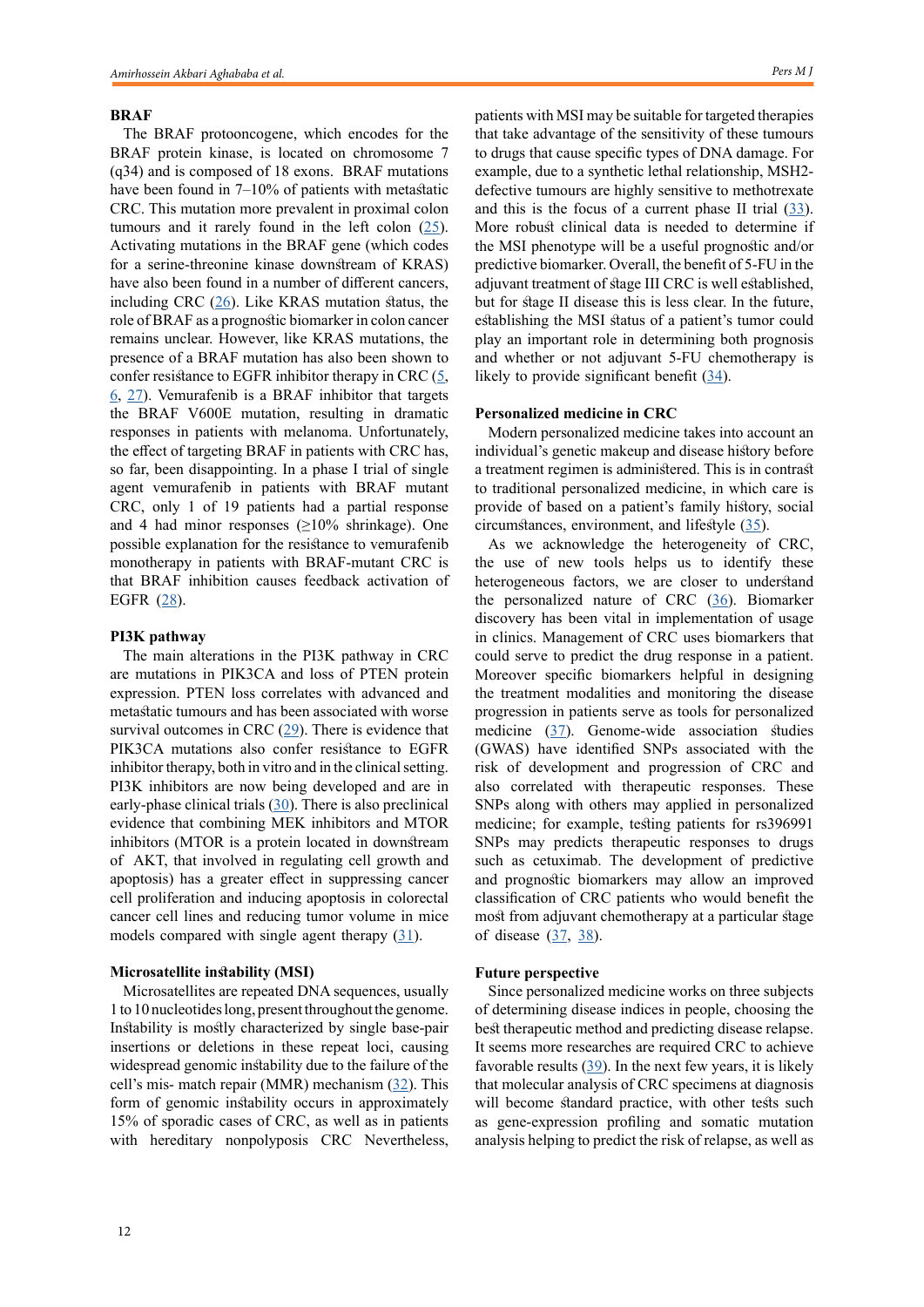## BRAF

The BRAF protooncogene, which encodes for the BRAF protein kinase, is located on chromosome 7 (q34) and is composed of 18 exons. BRAF mutations have been found in 7–10% of patients with metastatic CRC. This mutation more prevalent in proximal colon tumours and it rarely found in the left colon (25). Activating mutations in the BRAF gene (which codes for a serine-threonine kinase downstream of KRAS) have also been found in a number of different cancers, including CRC (26). Like KRAS mutation status, the role of BRAF as a prognostic biomarker in colon cancer remains unclear. However, like KRAS mutations, the presence of a BRAF mutation has also been shown to confer resistance to EGFR inhibitor therapy in CRC (5, 6, 27). Vemurafenib is a BRAF inhibitor that targets the BRAF V600E mutation, resulting in dramatic responses in patients with melanoma. Unfortunately, the effect of targeting BRAF in patients with CRC has, so far, been disappointing. In a phase I trial of single agent vemurafenib in patients with BRAF mutant CRC, only 1 of 19 patients had a partial response and 4 had minor responses (≥10% shrinkage). One possible explanation for the resistance to vemurafenib monotherapy in patients with BRAF-mutant CRC is that BRAF inhibition causes feedback activation of EGFR (28).

## PI3K pathway

The main alterations in the PI3K pathway in CRC are mutations in PIK3CA and loss of PTEN protein expression. PTEN loss correlates with advanced and metastatic tumours and has been associated with worse survival outcomes in CRC (29). There is evidence that PIK3CA mutations also confer resistance to EGFR inhibitor therapy, both in vitro and in the clinical setting. PI3K inhibitors are now being developed and are in early-phase clinical trials (30). There is also preclinical evidence that combining MEK inhibitors and MTOR inhibitors (MTOR is a protein located in downstream of AKT, that involved in regulating cell growth and apoptosis) has a greater effect in suppressing cancer cell proliferation and inducing apoptosis in colorectal cancer cell lines and reducing tumor volume in mice models compared with single agent therapy (31).

## Microsatellite instability (MSI)

Microsatellites are repeated DNA sequences, usually 1 to 10 nucleotides long, present throughout the genome. Instability is mostly characterized by single base-pair insertions or deletions in these repeat loci, causing widespread genomic instability due to the failure of the cell's mis- match repair (MMR) mechanism (32). This form of genomic instability occurs in approximately 15% of sporadic cases of CRC, as well as in patients with hereditary nonpolyposis CRC Nevertheless, patients with MSI may be suitable for targeted therapies that take advantage of the sensitivity of these tumours to drugs that cause specific types of DNA damage. For example, due to a synthetic lethal relationship, MSH2-defective tumours are highly sensitive to methotrexate and this is the focus of a current phase II trial (33). More robust clinical data is needed to determine if the MSI phenotype will be a useful prognostic and/or predictive biomarker. Overall, the benefit of 5-FU in the adjuvant treatment of stage III CRC is well established, but for stage II disease this is less clear. In the future, establishing the MSI status of a patient's tumor could play an important role in determining both prognosis and whether or not adjuvant 5-FU chemotherapy is likely to provide significant benefit (34).

## Personalized medicine in CRC

Modern personalized medicine takes into account an individual's genetic makeup and disease history before a treatment regimen is administered. This is in contrast to traditional personalized medicine, in which care is provide of based on a patient's family history, social circumstances, environment, and lifestyle (35).

As we acknowledge the heterogeneity of CRC, the use of new tools helps us to identify these heterogeneous factors, we are closer to understand the personalized nature of CRC (36). Biomarker discovery has been vital in implementation of usage in clinics. Management of CRC uses biomarkers that could serve to predict the drug response in a patient. Moreover specific biomarkers helpful in designing the treatment modalities and monitoring the disease progression in patients serve as tools for personalized medicine (37). Genome-wide association studies (GWAS) have identified SNPs associated with the risk of development and progression of CRC and also correlated with therapeutic responses. These SNPs along with others may applied in personalized medicine; for example, testing patients for rs396991 SNPs may predicts therapeutic responses to drugs such as cetuximab. The development of predictive and prognostic biomarkers may allow an improved classification of CRC patients who would benefit the most from adjuvant chemotherapy at a particular stage of disease (37, 38).

## Future perspective

Since personalized medicine works on three subjects of determining disease indices in people, choosing the best therapeutic method and predicting disease relapse. It seems more researches are required CRC to achieve favorable results (39). In the next few years, it is likely that molecular analysis of CRC specimens at diagnosis will become standard practice, with other tests such as gene-expression profiling and somatic mutation analysis helping to predict the risk of relapse, as well as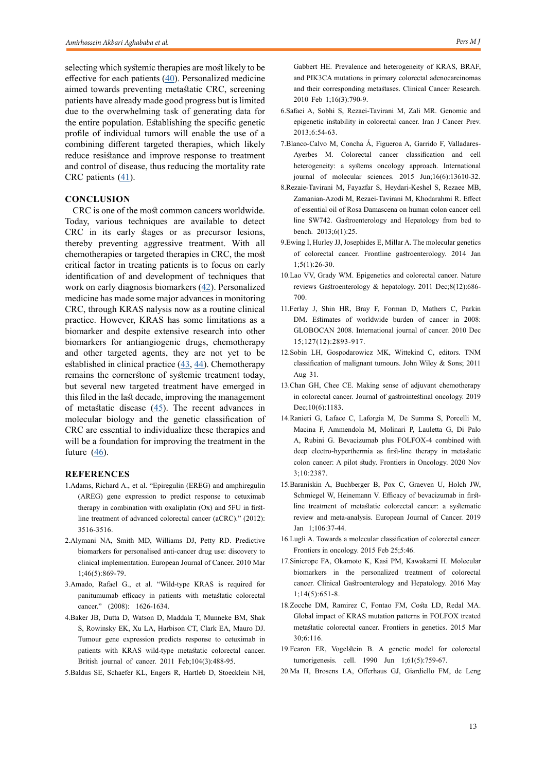selecting which systemic therapies are most likely to be effective for each patients ([40](#)). Personalized medicine aimed towards preventing metastatic CRC, screening patients have already made good progress but is limited due to the overwhelming task of generating data for the entire population. Establishing the specific genetic profile of individual tumors will enable the use of a combining different targeted therapies, which likely reduce resistance and improve response to treatment and control of disease, thus reducing the mortality rate CRC patients ([41](#)).

## CONCLUSION

CRC is one of the most common cancers worldwide. Today, various techniques are available to detect CRC in its early stages or as precursor lesions, thereby preventing aggressive treatment. With all chemotherapies or targeted therapies in CRC, the most critical factor in treating patients is to focus on early identification of and development of techniques that work on early diagnosis biomarkers ([42](#)). Personalized medicine has made some major advances in monitoring CRC, through KRAS nalysis now as a routine clinical practice. However, KRAS has some limitations as a biomarker and despite extensive research into other biomarkers for antiangiogenic drugs, chemotherapy and other targeted agents, they are not yet to be established in clinical practice ([43](#), [44](#)). Chemotherapy remains the cornerstone of systemic treatment today, but several new targeted treatment have emerged in this filed in the last decade, improving the management of metastatic disease ([45](#)). The recent advances in molecular biology and the genetic classification of CRC are essential to individualize these therapies and will be a foundation for improving the treatment in the future ([46](#)).

## REFERENCES

1. Adams, Richard A., et al. "Epiregulin (EREG) and amphiregulin (AREG) gene expression to predict response to cetuximab therapy in combination with oxaliplatin (Ox) and 5FU in first-line treatment of advanced colorectal cancer (aCRC)." (2012): 3516-3516.
2. Alymani NA, Smith MD, Williams DJ, Petty RD. Predictive biomarkers for personalised anti-cancer drug use: discovery to clinical implementation. European Journal of Cancer. 2010 Mar 1;46(5):869-79.
3. Amado, Rafael G., et al. "Wild-type KRAS is required for panitumumab efficacy in patients with metastatic colorectal cancer." (2008): 1626-1634.
4. Baker JB, Dutta D, Watson D, Maddala T, Munneke BM, Shak S, Rowinsky EK, Xu LA, Harbison CT, Clark EA, Mauro DJ. Tumour gene expression predicts response to cetuximab in patients with KRAS wild-type metastatic colorectal cancer. British journal of cancer. 2011 Feb;104(3):488-95.
5. Baldus SE, Schaefer KL, Engers R, Hartleb D, Stoecklein NH, Gabbert HE. Prevalence and heterogeneity of KRAS, BRAF, and PIK3CA mutations in primary colorectal adenocarcinomas and their corresponding metastases. Clinical Cancer Research. 2010 Feb 1;16(3):790-9.
6. Safaei A, Sobhi S, Rezaei-Tavirani M, Zali MR. Genomic and epigenetic instability in colorectal cancer. Iran J Cancer Prev. 2013;6:54-63.
7. Blanco-Calvo M, Concha Á, Figueroa A, Garrido F, Valladares-Ayerbes M. Colorectal cancer classification and cell heterogeneity: a systems oncology approach. International journal of molecular sciences. 2015 Jun;16(6):13610-32.
8. Rezaie-Tavirani M, Fayazfar S, Heydari-Keshel S, Rezaee MB, Zamanian-Azodi M, Rezaei-Tavirani M, Khodarahmi R. Effect of essential oil of Rosa Damascena on human colon cancer cell line SW742. Gastroenterology and Hepatology from bed to bench. 2013;6(1):25.
9. Ewing I, Hurley JJ, Josephides E, Millar A. The molecular genetics of colorectal cancer. Frontline gastroenterology. 2014 Jan 1;5(1):26-30.
10. Lao VV, Grady WM. Epigenetics and colorectal cancer. Nature reviews Gastroenterology & hepatology. 2011 Dec;8(12):686-700.
11. Ferlay J, Shin HR, Bray F, Forman D, Mathers C, Parkin DM. Estimates of worldwide burden of cancer in 2008: GLOBOCAN 2008. International journal of cancer. 2010 Dec 15;127(12):2893-917.
12. Sobin LH, Gospodarowicz MK, Wittekind C, editors. TNM classification of malignant tumours. John Wiley & Sons; 2011 Aug 31.
13. Chan GH, Chee CE. Making sense of adjuvant chemotherapy in colorectal cancer. Journal of gastrointestinal oncology. 2019 Dec;10(6):1183.
14. Ranieri G, Laface C, Laforgia M, De Summa S, Porcelli M, Macina F, Ammendola M, Molinari P, Lauletta G, Di Palo A, Rubini G. Bevacizumab plus FOLFOX-4 combined with deep electro-hyperthermia as first-line therapy in metastatic colon cancer: A pilot study. Frontiers in Oncology. 2020 Nov 3;10:2387.
15. Baraniskin A, Buchberger B, Pox C, Graeven U, Holch JW, Schmiegel W, Heinemann V. Efficacy of bevacizumab in first-line treatment of metastatic colorectal cancer: a systematic review and meta-analysis. European Journal of Cancer. 2019 Jan 1;106:37-44.
16. Lugli A. Towards a molecular classification of colorectal cancer. Frontiers in oncology. 2015 Feb 25;5:46.
17. Sinicrope FA, Okamoto K, Kasi PM, Kawakami H. Molecular biomarkers in the personalized treatment of colorectal cancer. Clinical Gastroenterology and Hepatology. 2016 May 1;14(5):651-8.
18. Zocche DM, Ramirez C, Fontao FM, Costa LD, Redal MA. Global impact of KRAS mutation patterns in FOLFOX treated metastatic colorectal cancer. Frontiers in genetics. 2015 Mar 30;6:116.
19. Fearon ER, Vogelstein B. A genetic model for colorectal tumorigenesis. cell. 1990 Jun 1;61(5):759-67.
20. Ma H, Brosens LA, Offerhaus GJ, Giardiello FM, de Leng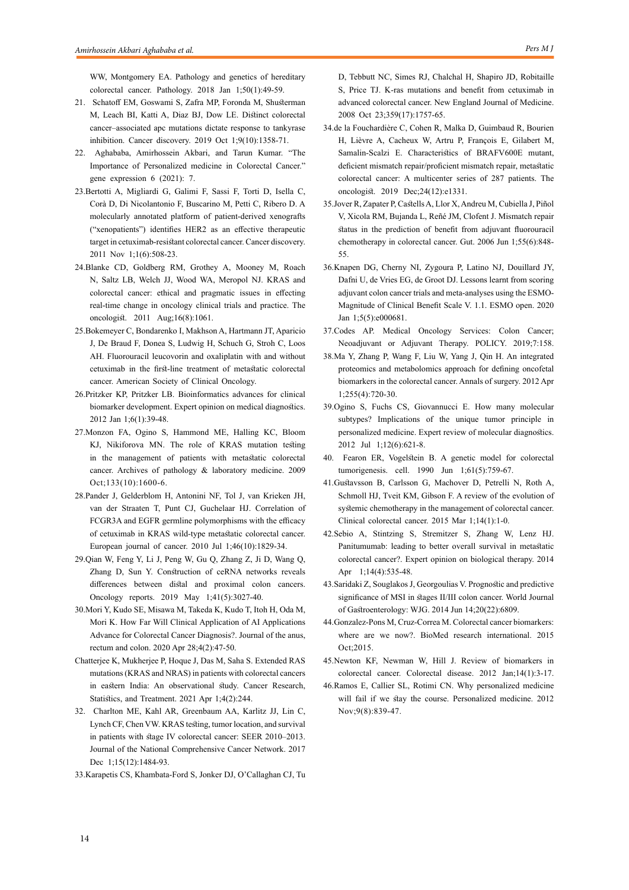WW, Montgomery EA. Pathology and genetics of hereditary colorectal cancer. Pathology. 2018 Jan 1;50(1):49-59.

21. Schatoff EM, Goswami S, Zafra MP, Foronda M, Shusterman M, Leach BI, Katti A, Diaz BJ, Dow LE. Distinct colorectal cancer–associated apc mutations dictate response to tankyrase inhibition. Cancer discovery. 2019 Oct 1;9(10):1358-71.

22. Aghababa, Amirhossein Akbari, and Tarun Kumar. "The Importance of Personalized medicine in Colorectal Cancer." gene expression 6 (2021): 7.

23. Bertotti A, Migliardi G, Galimi F, Sassi F, Torti D, Isella C, Corà D, Di Nicolantonio F, Buscarino M, Petti C, Ribero D. A molecularly annotated platform of patient-derived xenografts ("xenopatients") identifies HER2 as an effective therapeutic target in cetuximab-resistant colorectal cancer. Cancer discovery. 2011 Nov 1;1(6):508-23.

24. Blanke CD, Goldberg RM, Grothey A, Mooney M, Roach N, Saltz LB, Welch JJ, Wood WA, Meropol NJ. KRAS and colorectal cancer: ethical and pragmatic issues in effecting real-time change in oncology clinical trials and practice. The oncologist. 2011 Aug;16(8):1061.

25. Bokemeyer C, Bondarenko I, Makhson A, Hartmann JT, Aparicio J, De Braud F, Donea S, Ludwig H, Schuch G, Stroh C, Loos AH. Fluorouracil leucovorin and oxaliplatin with and without cetuximab in the first-line treatment of metastatic colorectal cancer. American Society of Clinical Oncology.

26. Pritzker KP, Pritzker LB. Bioinformatics advances for clinical biomarker development. Expert opinion on medical diagnostics. 2012 Jan 1;6(1):39-48.

27. Monzon FA, Ogino S, Hammond ME, Halling KC, Bloom KJ, Nikiforova MN. The role of KRAS mutation testing in the management of patients with metastatic colorectal cancer. Archives of pathology & laboratory medicine. 2009 Oct;133(10):1600-6.

28. Pander J, Gelderblom H, Antonini NF, Tol J, van Krieken JH, van der Straaten T, Punt CJ, Guchelaar HJ. Correlation of FCGR3A and EGFR germline polymorphisms with the efficacy of cetuximab in KRAS wild-type metastatic colorectal cancer. European journal of cancer. 2010 Jul 1;46(10):1829-34.

29. Qian W, Feng Y, Li J, Peng W, Gu Q, Zhang Z, Ji D, Wang Q, Zhang D, Sun Y. Construction of ceRNA networks reveals differences between distal and proximal colon cancers. Oncology reports. 2019 May 1;41(5):3027-40.

30. Mori Y, Kudo SE, Misawa M, Takeda K, Kudo T, Itoh H, Oda M, Mori K. How Far Will Clinical Application of AI Applications Advance for Colorectal Cancer Diagnosis?. Journal of the anus, rectum and colon. 2020 Apr 28;4(2):47-50.

Chatterjee K, Mukherjee P, Hoque J, Das M, Saha S. Extended RAS mutations (KRAS and NRAS) in patients with colorectal cancers in eastern India: An observational study. Cancer Research, Statistics, and Treatment. 2021 Apr 1;4(2):244.

32. Charlton ME, Kahl AR, Greenbaum AA, Karlitz JJ, Lin C, Lynch CF, Chen VW. KRAS testing, tumor location, and survival in patients with stage IV colorectal cancer: SEER 2010–2013. Journal of the National Comprehensive Cancer Network. 2017 Dec 1;15(12):1484-93.

33. Karapetis CS, Khambata-Ford S, Jonker DJ, O'Callaghan CJ, Tu D, Tebbutt NC, Simes RJ, Chalchal H, Shapiro JD, Robitaille S, Price TJ. K-ras mutations and benefit from cetuximab in advanced colorectal cancer. New England Journal of Medicine. 2008 Oct 23;359(17):1757-65.

34. de la Fouchardière C, Cohen R, Malka D, Guimbaud R, Bourien H, Lièvre A, Cacheux W, Artru P, François E, Gilabert M, Samalin-Scalzi E. Characteristics of BRAFV600E mutant, deficient mismatch repair/proficient mismatch repair, metastatic colorectal cancer: A multicenter series of 287 patients. The oncologist. 2019 Dec;24(12):e1331.

35. Jover R, Zapater P, Castells A, Llor X, Andreu M, Cubiella J, Piñol V, Xicola RM, Bujanda L, Reñé JM, Clofent J. Mismatch repair status in the prediction of benefit from adjuvant fluorouracil chemotherapy in colorectal cancer. Gut. 2006 Jun 1;55(6):848-55.

36. Knapen DG, Cherny NI, Zygoura P, Latino NJ, Douillard JY, Dafni U, de Vries EG, de Groot DJ. Lessons learnt from scoring adjuvant colon cancer trials and meta-analyses using the ESMO-Magnitude of Clinical Benefit Scale V. 1.1. ESMO open. 2020 Jan 1;5(5):e000681.

37. Codes AP. Medical Oncology Services: Colon Cancer; Neoadjuvant or Adjuvant Therapy. POLICY. 2019;7:158.

38. Ma Y, Zhang P, Wang F, Liu W, Yang J, Qin H. An integrated proteomics and metabolomics approach for defining oncofetal biomarkers in the colorectal cancer. Annals of surgery. 2012 Apr 1;255(4):720-30.

39. Ogino S, Fuchs CS, Giovannucci E. How many molecular subtypes? Implications of the unique tumor principle in personalized medicine. Expert review of molecular diagnostics. 2012 Jul 1;12(6):621-8.

40. Fearon ER, Vogelstein B. A genetic model for colorectal tumorigenesis. cell. 1990 Jun 1;61(5):759-67.

41. Gustavsson B, Carlsson G, Machover D, Petrelli N, Roth A, Schmoll HJ, Tveit KM, Gibson F. A review of the evolution of systemic chemotherapy in the management of colorectal cancer. Clinical colorectal cancer. 2015 Mar 1;14(1):1-0.

42. Sebio A, Stintzing S, Stremitzer S, Zhang W, Lenz HJ. Panitumumab: leading to better overall survival in metastatic colorectal cancer?. Expert opinion on biological therapy. 2014 Apr 1;14(4):535-48.

43. Saridaki Z, Souglakos J, Georgoulias V. Prognostic and predictive significance of MSI in stages II/III colon cancer. World Journal of Gastroenterology: WJG. 2014 Jun 14;20(22):6809.

44. Gonzalez-Pons M, Cruz-Correa M. Colorectal cancer biomarkers: where are we now?. BioMed research international. 2015 Oct;2015.

45. Newton KF, Newman W, Hill J. Review of biomarkers in colorectal cancer. Colorectal disease. 2012 Jan;14(1):3-17.

46. Ramos E, Callier SL, Rotimi CN. Why personalized medicine will fail if we stay the course. Personalized medicine. 2012 Nov;9(8):839-47.